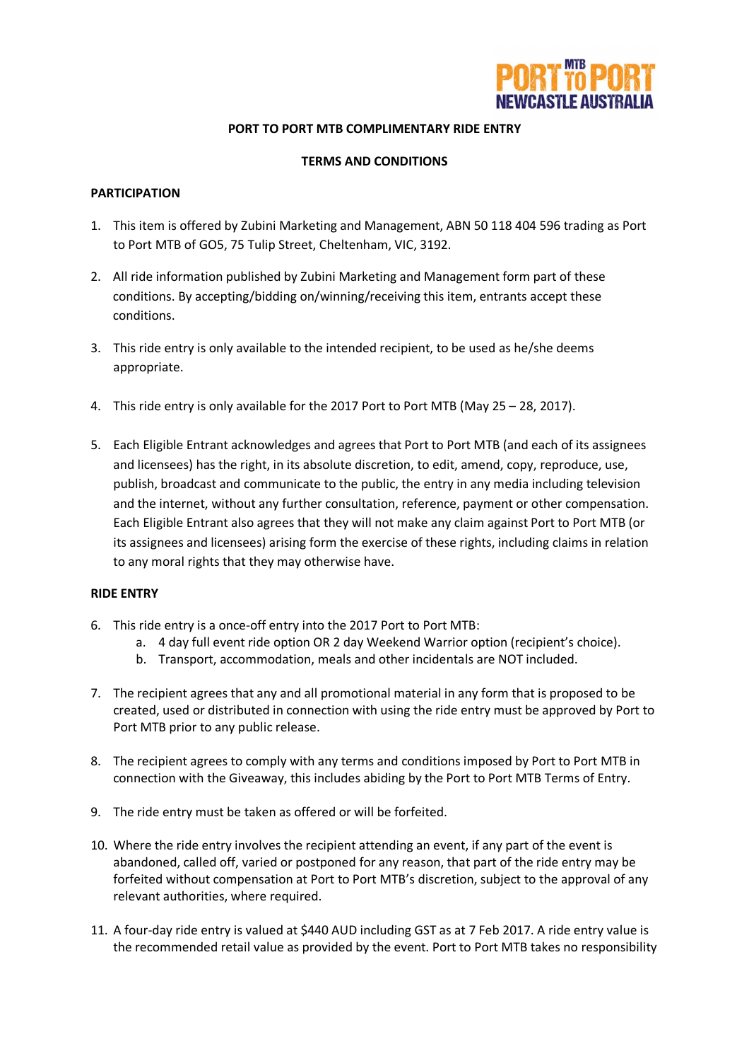# PORT TO PORT MTB COMPLIMENTARY RIDE ENTRY

## TERMS AND CONDITIONS

### PARTICIPATION

1. This item is offered by Zubini Marketing and Management, ABN 50 118 404 596 trading as Port to Port MTB of GO5, 75 Tulip Street, Cheltenham, VIC, 3192.

2. All ride information published by Zubini Marketing and Management form part of these conditions. By accepting/bidding on/winning/receiving this item, entrants accept these conditions.

3. This ride entry is only available to the intended recipient, to be used as he/she deems appropriate.

4. This ride entry is only available for the 2017 Port to Port MTB (May 25 – 28, 2017).

5. Each Eligible Entrant acknowledges and agrees that Port to Port MTB (and each of its assignees and licensees) has the right, in its absolute discretion, to edit, amend, copy, reproduce, use, publish, broadcast and communicate to the public, the entry in any media including television and the internet, without any further consultation, reference, payment or other compensation. Each Eligible Entrant also agrees that they will not make any claim against Port to Port MTB (or its assignees and licensees) arising form the exercise of these rights, including claims in relation to any moral rights that they may otherwise have.

### RIDE ENTRY

6. This ride entry is a once-off entry into the 2017 Port to Port MTB:
   a. 4 day full event ride option OR 2 day Weekend Warrior option (recipient's choice).
   b. Transport, accommodation, meals and other incidentals are NOT included.

7. The recipient agrees that any and all promotional material in any form that is proposed to be created, used or distributed in connection with using the ride entry must be approved by Port to Port MTB prior to any public release.

8. The recipient agrees to comply with any terms and conditions imposed by Port to Port MTB in connection with the Giveaway, this includes abiding by the Port to Port MTB Terms of Entry.

9. The ride entry must be taken as offered or will be forfeited.

10. Where the ride entry involves the recipient attending an event, if any part of the event is abandoned, called off, varied or postponed for any reason, that part of the ride entry may be forfeited without compensation at Port to Port MTB's discretion, subject to the approval of any relevant authorities, where required.

11. A four-day ride entry is valued at $440 AUD including GST as at 7 Feb 2017. A ride entry value is the recommended retail value as provided by the event. Port to Port MTB takes no responsibility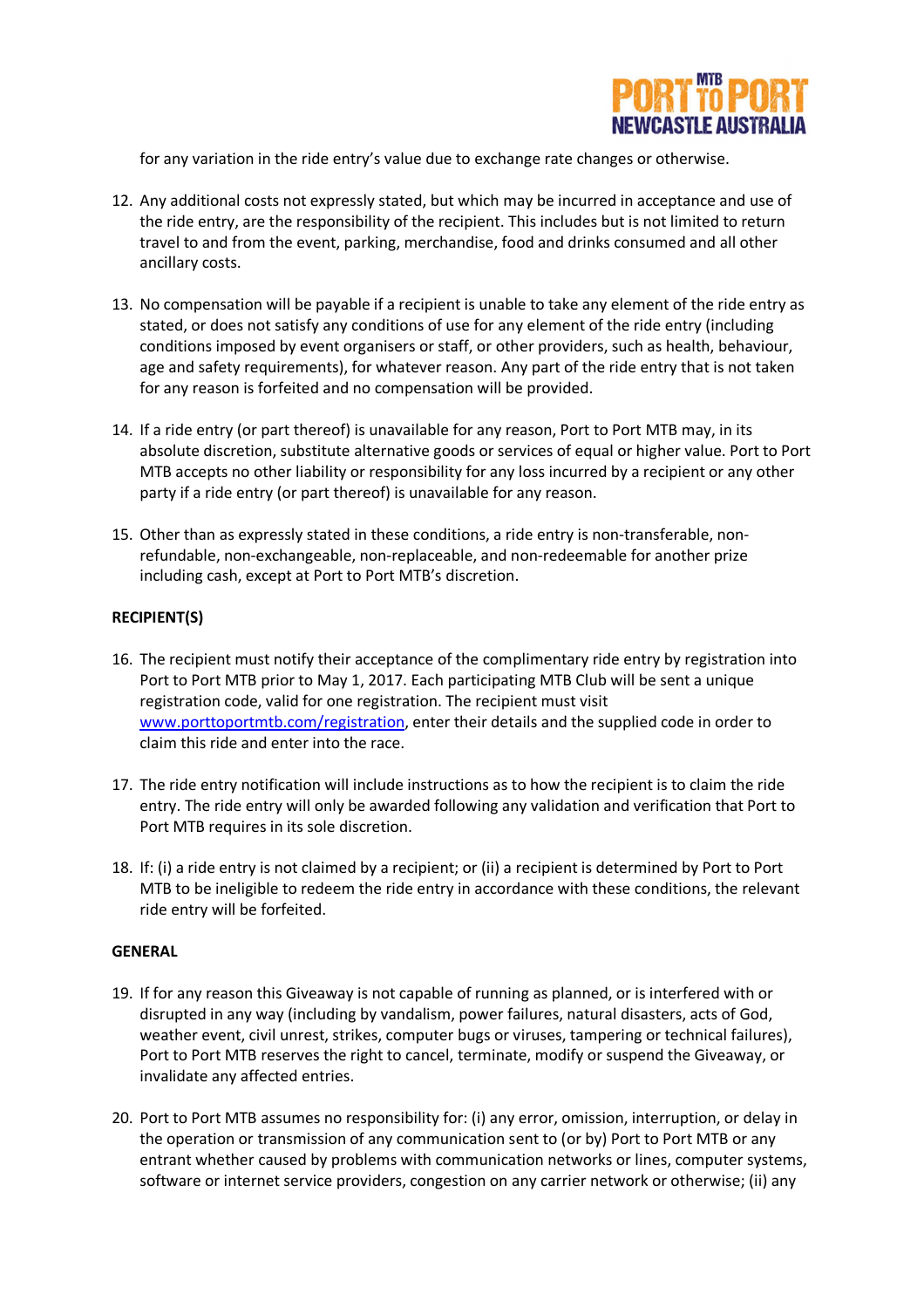for any variation in the ride entry's value due to exchange rate changes or otherwise.

12. Any additional costs not expressly stated, but which may be incurred in acceptance and use of the ride entry, are the responsibility of the recipient. This includes but is not limited to return travel to and from the event, parking, merchandise, food and drinks consumed and all other ancillary costs.

13. No compensation will be payable if a recipient is unable to take any element of the ride entry as stated, or does not satisfy any conditions of use for any element of the ride entry (including conditions imposed by event organisers or staff, or other providers, such as health, behaviour, age and safety requirements), for whatever reason. Any part of the ride entry that is not taken for any reason is forfeited and no compensation will be provided.

14. If a ride entry (or part thereof) is unavailable for any reason, Port to Port MTB may, in its absolute discretion, substitute alternative goods or services of equal or higher value. Port to Port MTB accepts no other liability or responsibility for any loss incurred by a recipient or any other party if a ride entry (or part thereof) is unavailable for any reason.

15. Other than as expressly stated in these conditions, a ride entry is non-transferable, non-refundable, non-exchangeable, non-replaceable, and non-redeemable for another prize including cash, except at Port to Port MTB's discretion.

**RECIPIENT(S)**

16. The recipient must notify their acceptance of the complimentary ride entry by registration into Port to Port MTB prior to May 1, 2017. Each participating MTB Club will be sent a unique registration code, valid for one registration. The recipient must visit [www.porttoportmtb.com/registration](www.porttoportmtb.com/registration), enter their details and the supplied code in order to claim this ride and enter into the race.

17. The ride entry notification will include instructions as to how the recipient is to claim the ride entry. The ride entry will only be awarded following any validation and verification that Port to Port MTB requires in its sole discretion.

18. If: (i) a ride entry is not claimed by a recipient; or (ii) a recipient is determined by Port to Port MTB to be ineligible to redeem the ride entry in accordance with these conditions, the relevant ride entry will be forfeited.

**GENERAL**

19. If for any reason this Giveaway is not capable of running as planned, or is interfered with or disrupted in any way (including by vandalism, power failures, natural disasters, acts of God, weather event, civil unrest, strikes, computer bugs or viruses, tampering or technical failures), Port to Port MTB reserves the right to cancel, terminate, modify or suspend the Giveaway, or invalidate any affected entries.

20. Port to Port MTB assumes no responsibility for: (i) any error, omission, interruption, or delay in the operation or transmission of any communication sent to (or by) Port to Port MTB or any entrant whether caused by problems with communication networks or lines, computer systems, software or internet service providers, congestion on any carrier network or otherwise; (ii) any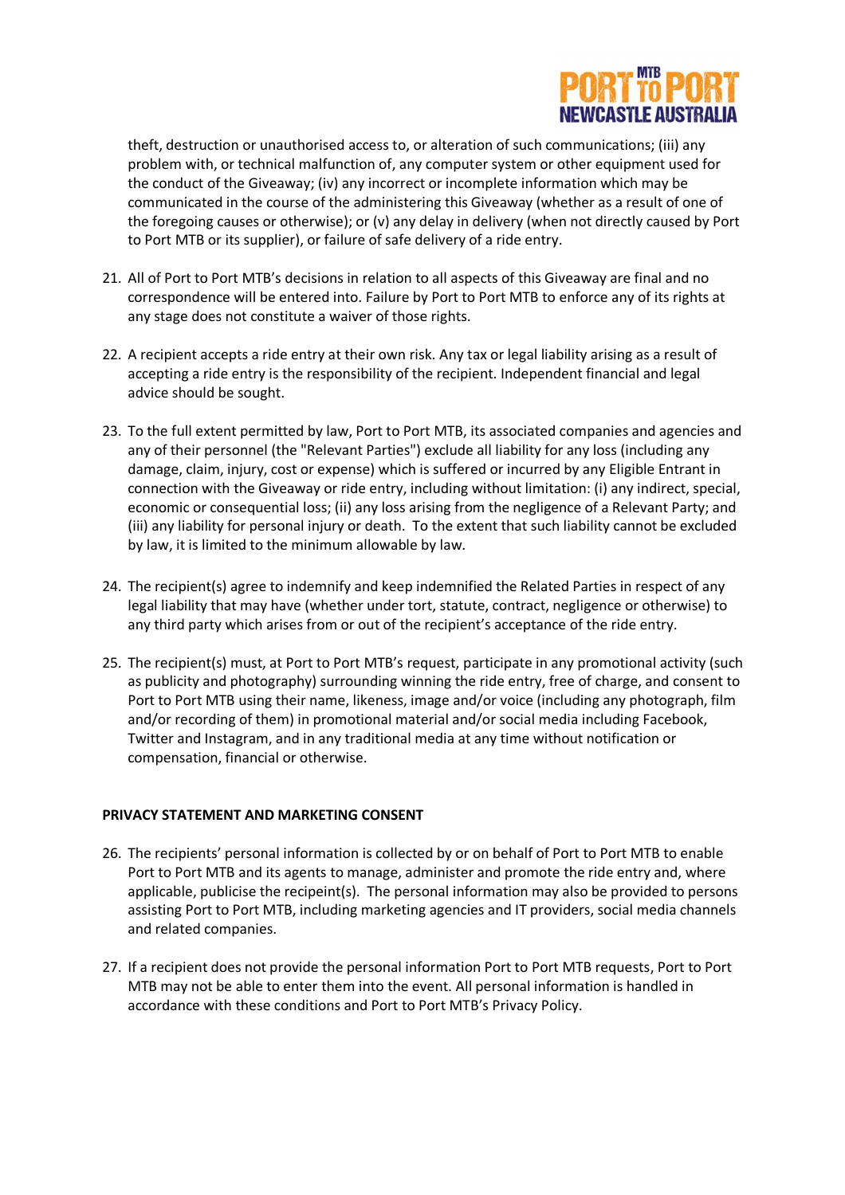theft, destruction or unauthorised access to, or alteration of such communications; (iii) any problem with, or technical malfunction of, any computer system or other equipment used for the conduct of the Giveaway; (iv) any incorrect or incomplete information which may be communicated in the course of the administering this Giveaway (whether as a result of one of the foregoing causes or otherwise); or (v) any delay in delivery (when not directly caused by Port to Port MTB or its supplier), or failure of safe delivery of a ride entry.

21. All of Port to Port MTB's decisions in relation to all aspects of this Giveaway are final and no correspondence will be entered into. Failure by Port to Port MTB to enforce any of its rights at any stage does not constitute a waiver of those rights.

22. A recipient accepts a ride entry at their own risk. Any tax or legal liability arising as a result of accepting a ride entry is the responsibility of the recipient. Independent financial and legal advice should be sought.

23. To the full extent permitted by law, Port to Port MTB, its associated companies and agencies and any of their personnel (the "Relevant Parties") exclude all liability for any loss (including any damage, claim, injury, cost or expense) which is suffered or incurred by any Eligible Entrant in connection with the Giveaway or ride entry, including without limitation: (i) any indirect, special, economic or consequential loss; (ii) any loss arising from the negligence of a Relevant Party; and (iii) any liability for personal injury or death. To the extent that such liability cannot be excluded by law, it is limited to the minimum allowable by law.

24. The recipient(s) agree to indemnify and keep indemnified the Related Parties in respect of any legal liability that may have (whether under tort, statute, contract, negligence or otherwise) to any third party which arises from or out of the recipient's acceptance of the ride entry.

25. The recipient(s) must, at Port to Port MTB's request, participate in any promotional activity (such as publicity and photography) surrounding winning the ride entry, free of charge, and consent to Port to Port MTB using their name, likeness, image and/or voice (including any photograph, film and/or recording of them) in promotional material and/or social media including Facebook, Twitter and Instagram, and in any traditional media at any time without notification or compensation, financial or otherwise.

**PRIVACY STATEMENT AND MARKETING CONSENT**

26. The recipients' personal information is collected by or on behalf of Port to Port MTB to enable Port to Port MTB and its agents to manage, administer and promote the ride entry and, where applicable, publicise the recipeint(s). The personal information may also be provided to persons assisting Port to Port MTB, including marketing agencies and IT providers, social media channels and related companies.

27. If a recipient does not provide the personal information Port to Port MTB requests, Port to Port MTB may not be able to enter them into the event. All personal information is handled in accordance with these conditions and Port to Port MTB's Privacy Policy.